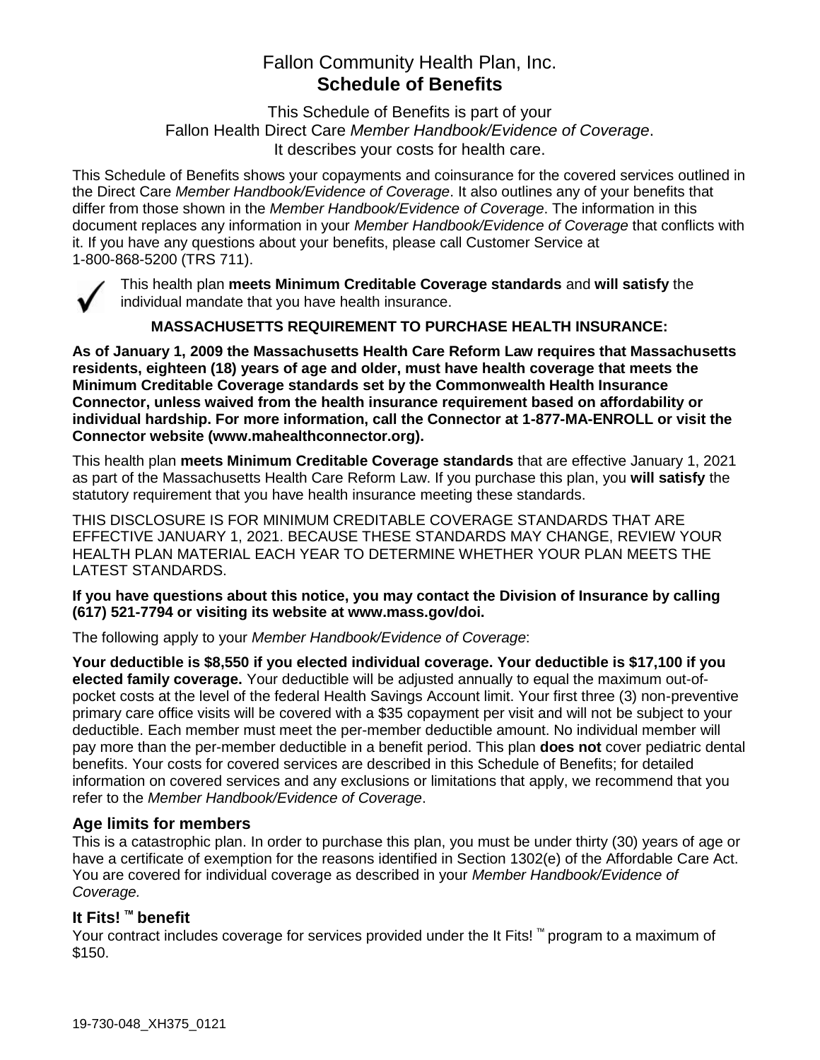# Fallon Community Health Plan, Inc.
# **Schedule of Benefits**

This Schedule of Benefits is part of your
Fallon Health Direct Care *Member Handbook/Evidence of Coverage*.
It describes your costs for health care.

This Schedule of Benefits shows your copayments and coinsurance for the covered services outlined in the Direct Care *Member Handbook/Evidence of Coverage*. It also outlines any of your benefits that differ from those shown in the *Member Handbook/Evidence of Coverage*. The information in this document replaces any information in your *Member Handbook/Evidence of Coverage* that conflicts with it. If you have any questions about your benefits, please call Customer Service at 1-800-868-5200 (TRS 711).

✔ This health plan **meets Minimum Creditable Coverage standards** and **will satisfy** the individual mandate that you have health insurance.

**MASSACHUSETTS REQUIREMENT TO PURCHASE HEALTH INSURANCE:**

**As of January 1, 2009 the Massachusetts Health Care Reform Law requires that Massachusetts residents, eighteen (18) years of age and older, must have health coverage that meets the Minimum Creditable Coverage standards set by the Commonwealth Health Insurance Connector, unless waived from the health insurance requirement based on affordability or individual hardship. For more information, call the Connector at 1-877-MA-ENROLL or visit the Connector website (www.mahealthconnector.org).**

This health plan **meets Minimum Creditable Coverage standards** that are effective January 1, 2021 as part of the Massachusetts Health Care Reform Law. If you purchase this plan, you **will satisfy** the statutory requirement that you have health insurance meeting these standards.

THIS DISCLOSURE IS FOR MINIMUM CREDITABLE COVERAGE STANDARDS THAT ARE EFFECTIVE JANUARY 1, 2021. BECAUSE THESE STANDARDS MAY CHANGE, REVIEW YOUR HEALTH PLAN MATERIAL EACH YEAR TO DETERMINE WHETHER YOUR PLAN MEETS THE LATEST STANDARDS.

**If you have questions about this notice, you may contact the Division of Insurance by calling (617) 521-7794 or visiting its website at www.mass.gov/doi.**

The following apply to your *Member Handbook/Evidence of Coverage*:

**Your deductible is $8,550 if you elected individual coverage. Your deductible is $17,100 if you elected family coverage.** Your deductible will be adjusted annually to equal the maximum out-of-pocket costs at the level of the federal Health Savings Account limit. Your first three (3) non-preventive primary care office visits will be covered with a $35 copayment per visit and will not be subject to your deductible. Each member must meet the per-member deductible amount. No individual member will pay more than the per-member deductible in a benefit period. This plan **does not** cover pediatric dental benefits. Your costs for covered services are described in this Schedule of Benefits; for detailed information on covered services and any exclusions or limitations that apply, we recommend that you refer to the *Member Handbook/Evidence of Coverage*.

### Age limits for members

This is a catastrophic plan. In order to purchase this plan, you must be under thirty (30) years of age or have a certificate of exemption for the reasons identified in Section 1302(e) of the Affordable Care Act. You are covered for individual coverage as described in your *Member Handbook/Evidence of Coverage.*

### It Fits! ™ benefit

Your contract includes coverage for services provided under the It Fits! ™ program to a maximum of $150.

19-730-048_XH375_0121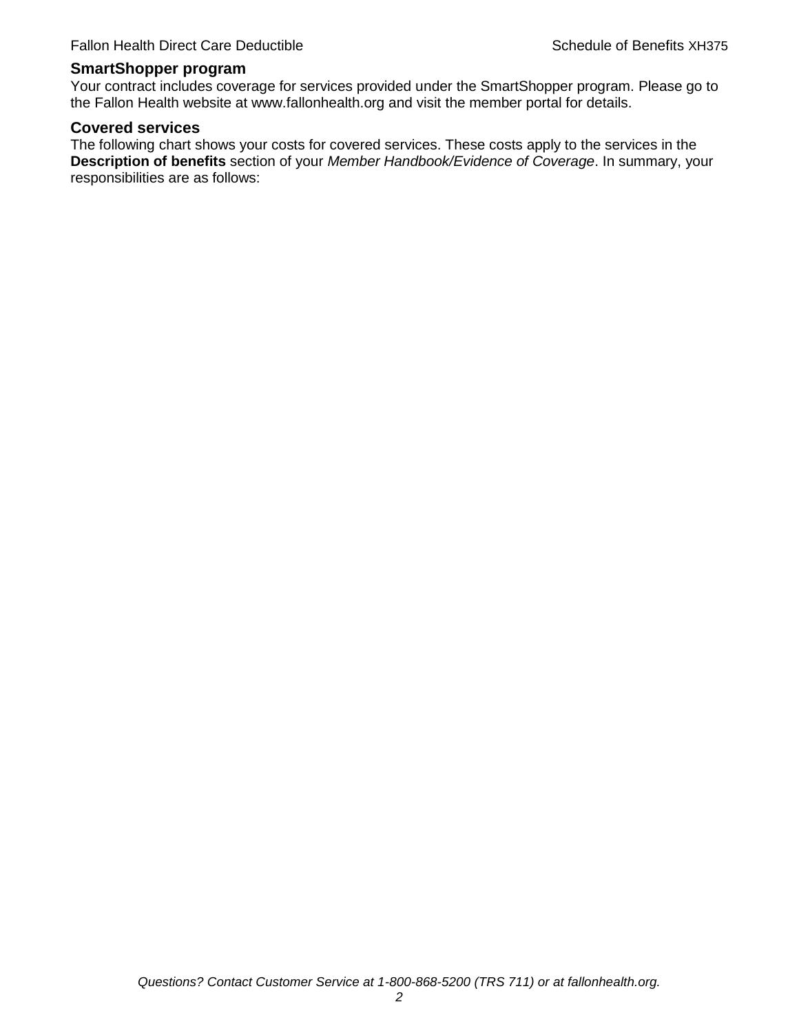## SmartShopper program

Your contract includes coverage for services provided under the SmartShopper program. Please go to the Fallon Health website at www.fallonhealth.org and visit the member portal for details.

## Covered services

The following chart shows your costs for covered services. These costs apply to the services in the **Description of benefits** section of your *Member Handbook/Evidence of Coverage*. In summary, your responsibilities are as follows: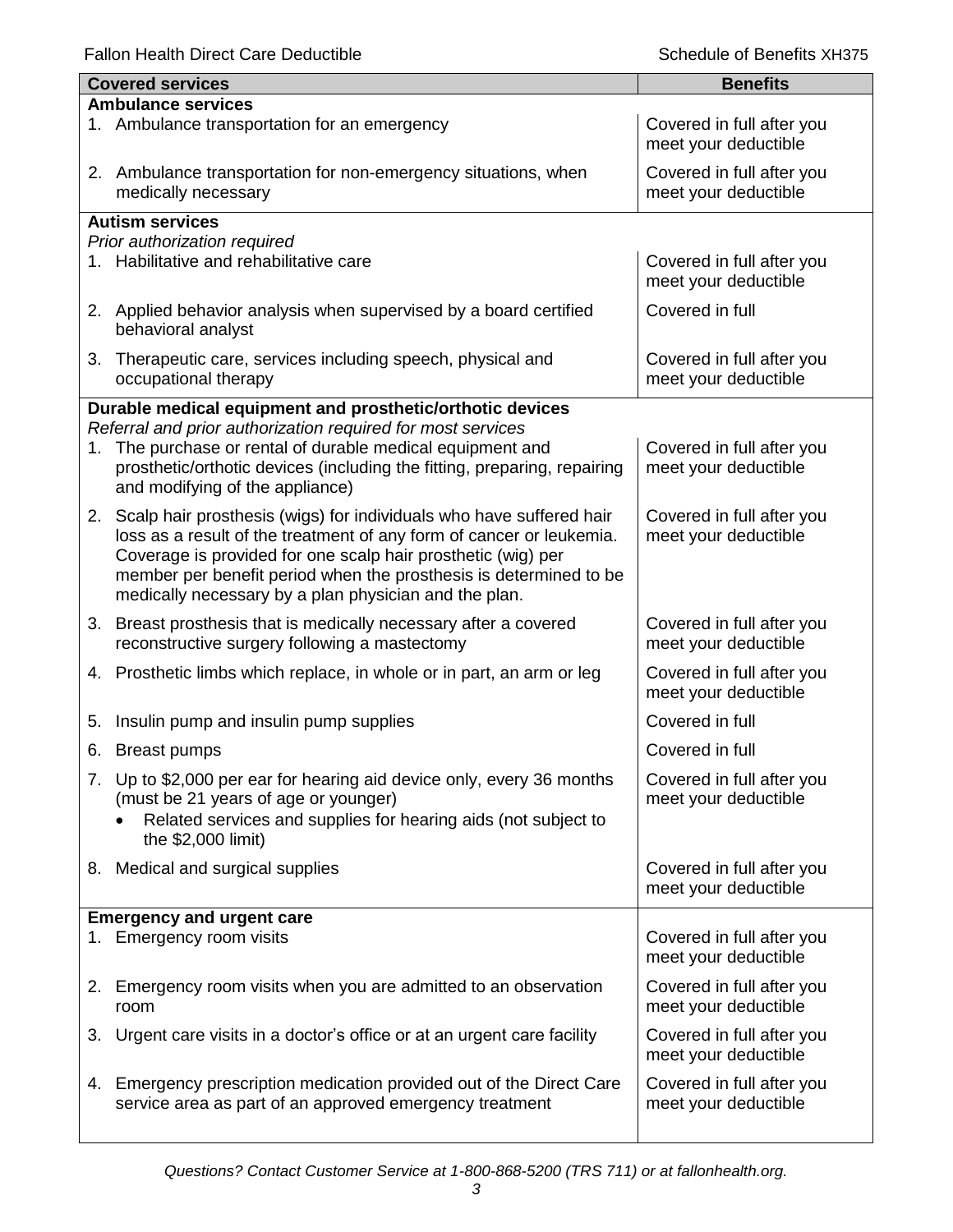| Covered services | Benefits |
| --- | --- |
| **Ambulance services** | |
| 1. Ambulance transportation for an emergency | Covered in full after you meet your deductible |
| 2. Ambulance transportation for non-emergency situations, when medically necessary | Covered in full after you meet your deductible |
| **Autism services** *Prior authorization required* | |
| 1. Habilitative and rehabilitative care | Covered in full after you meet your deductible |
| 2. Applied behavior analysis when supervised by a board certified behavioral analyst | Covered in full |
| 3. Therapeutic care, services including speech, physical and occupational therapy | Covered in full after you meet your deductible |
| **Durable medical equipment and prosthetic/orthotic devices** *Referral and prior authorization required for most services* | |
| 1. The purchase or rental of durable medical equipment and prosthetic/orthotic devices (including the fitting, preparing, repairing and modifying of the appliance) | Covered in full after you meet your deductible |
| 2. Scalp hair prosthesis (wigs) for individuals who have suffered hair loss as a result of the treatment of any form of cancer or leukemia. Coverage is provided for one scalp hair prosthetic (wig) per member per benefit period when the prosthesis is determined to be medically necessary by a plan physician and the plan. | Covered in full after you meet your deductible |
| 3. Breast prosthesis that is medically necessary after a covered reconstructive surgery following a mastectomy | Covered in full after you meet your deductible |
| 4. Prosthetic limbs which replace, in whole or in part, an arm or leg | Covered in full after you meet your deductible |
| 5. Insulin pump and insulin pump supplies | Covered in full |
| 6. Breast pumps | Covered in full |
| 7. Up to $2,000 per ear for hearing aid device only, every 36 months (must be 21 years of age or younger) • Related services and supplies for hearing aids (not subject to the $2,000 limit) | Covered in full after you meet your deductible |
| 8. Medical and surgical supplies | Covered in full after you meet your deductible |
| **Emergency and urgent care** | |
| 1. Emergency room visits | Covered in full after you meet your deductible |
| 2. Emergency room visits when you are admitted to an observation room | Covered in full after you meet your deductible |
| 3. Urgent care visits in a doctor's office or at an urgent care facility | Covered in full after you meet your deductible |
| 4. Emergency prescription medication provided out of the Direct Care service area as part of an approved emergency treatment | Covered in full after you meet your deductible |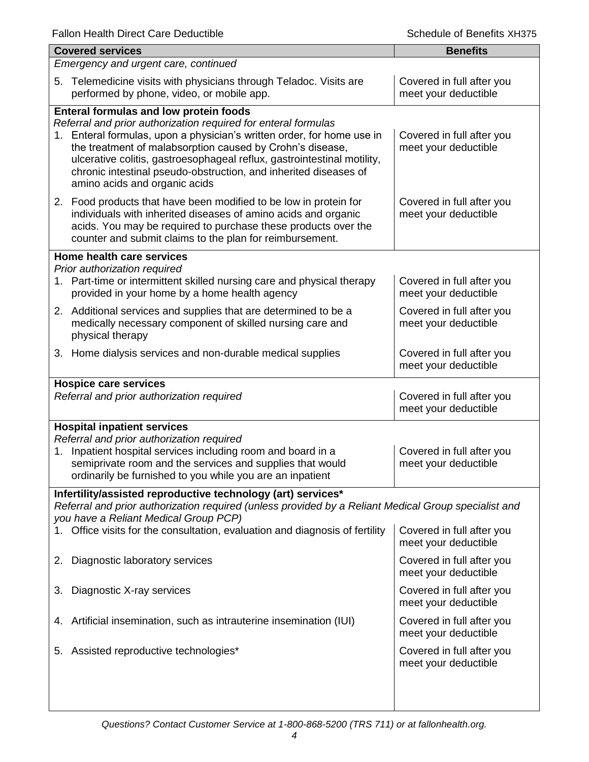| Covered services | Benefits |
| --- | --- |
| *Emergency and urgent care, continued* | |
| 5. Telemedicine visits with physicians through Teladoc. Visits are performed by phone, video, or mobile app. | Covered in full after you meet your deductible |
| **Enteral formulas and low protein foods**<br>*Referral and prior authorization required for enteral formulas* | |
| 1. Enteral formulas, upon a physician's written order, for home use in the treatment of malabsorption caused by Crohn's disease, ulcerative colitis, gastroesophageal reflux, gastrointestinal motility, chronic intestinal pseudo-obstruction, and inherited diseases of amino acids and organic acids | Covered in full after you meet your deductible |
| 2. Food products that have been modified to be low in protein for individuals with inherited diseases of amino acids and organic acids. You may be required to purchase these products over the counter and submit claims to the plan for reimbursement. | Covered in full after you meet your deductible |
| **Home health care services**<br>*Prior authorization required* | |
| 1. Part-time or intermittent skilled nursing care and physical therapy provided in your home by a home health agency | Covered in full after you meet your deductible |
| 2. Additional services and supplies that are determined to be a medically necessary component of skilled nursing care and physical therapy | Covered in full after you meet your deductible |
| 3. Home dialysis services and non-durable medical supplies | Covered in full after you meet your deductible |
| **Hospice care services**<br>*Referral and prior authorization required* | Covered in full after you meet your deductible |
| **Hospital inpatient services**<br>*Referral and prior authorization required* | |
| 1. Inpatient hospital services including room and board in a semiprivate room and the services and supplies that would ordinarily be furnished to you while you are an inpatient | Covered in full after you meet your deductible |
| **Infertility/assisted reproductive technology (art) services***<br>*Referral and prior authorization required (unless provided by a Reliant Medical Group specialist and you have a Reliant Medical Group PCP)* | |
| 1. Office visits for the consultation, evaluation and diagnosis of fertility | Covered in full after you meet your deductible |
| 2. Diagnostic laboratory services | Covered in full after you meet your deductible |
| 3. Diagnostic X-ray services | Covered in full after you meet your deductible |
| 4. Artificial insemination, such as intrauterine insemination (IUI) | Covered in full after you meet your deductible |
| 5. Assisted reproductive technologies* | Covered in full after you meet your deductible |

*Questions? Contact Customer Service at 1-800-868-5200 (TRS 711) or at fallonhealth.org.*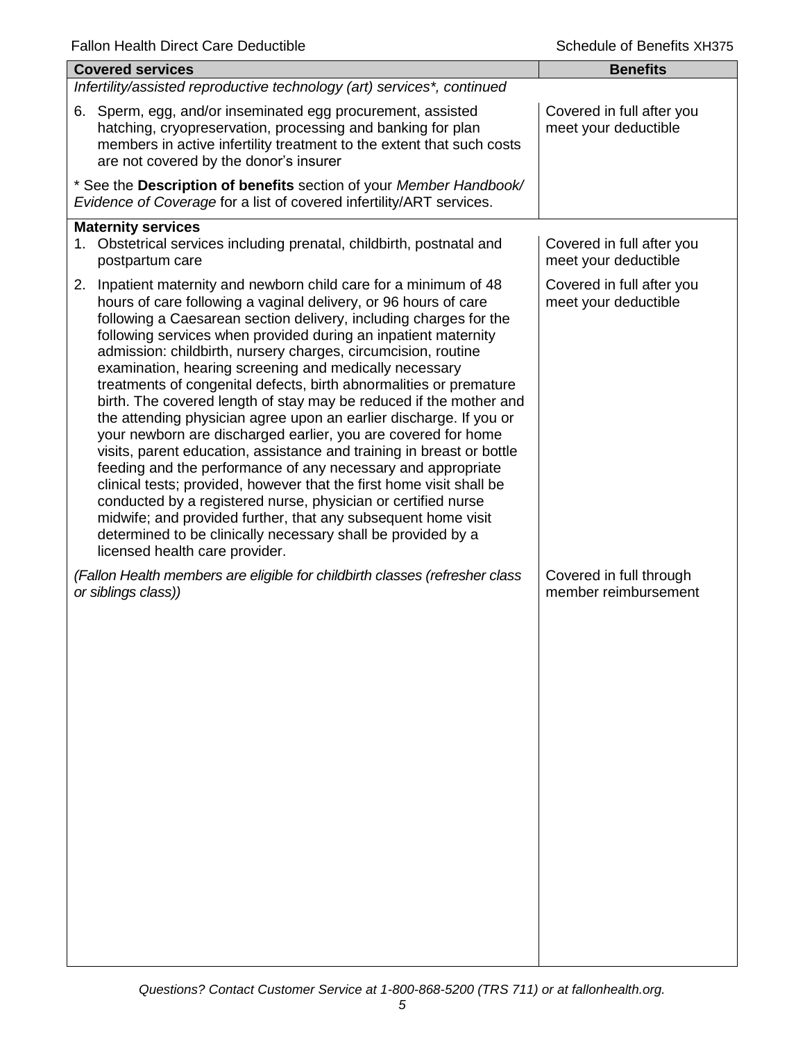| Covered services | Benefits |
|---|---|
| *Infertility/assisted reproductive technology (art) services\*, continued* | |
| 6. Sperm, egg, and/or inseminated egg procurement, assisted hatching, cryopreservation, processing and banking for plan members in active infertility treatment to the extent that such costs are not covered by the donor's insurer | Covered in full after you meet your deductible |
| \* See the **Description of benefits** section of your *Member Handbook/ Evidence of Coverage* for a list of covered infertility/ART services. | |
| **Maternity services** | |
| 1. Obstetrical services including prenatal, childbirth, postnatal and postpartum care | Covered in full after you meet your deductible |
| 2. Inpatient maternity and newborn child care for a minimum of 48 hours of care following a vaginal delivery, or 96 hours of care following a Caesarean section delivery, including charges for the following services when provided during an inpatient maternity admission: childbirth, nursery charges, circumcision, routine examination, hearing screening and medically necessary treatments of congenital defects, birth abnormalities or premature birth. The covered length of stay may be reduced if the mother and the attending physician agree upon an earlier discharge. If you or your newborn are discharged earlier, you are covered for home visits, parent education, assistance and training in breast or bottle feeding and the performance of any necessary and appropriate clinical tests; provided, however that the first home visit shall be conducted by a registered nurse, physician or certified nurse midwife; and provided further, that any subsequent home visit determined to be clinically necessary shall be provided by a licensed health care provider. | Covered in full after you meet your deductible |
| *(Fallon Health members are eligible for childbirth classes (refresher class or siblings class))* | Covered in full through member reimbursement |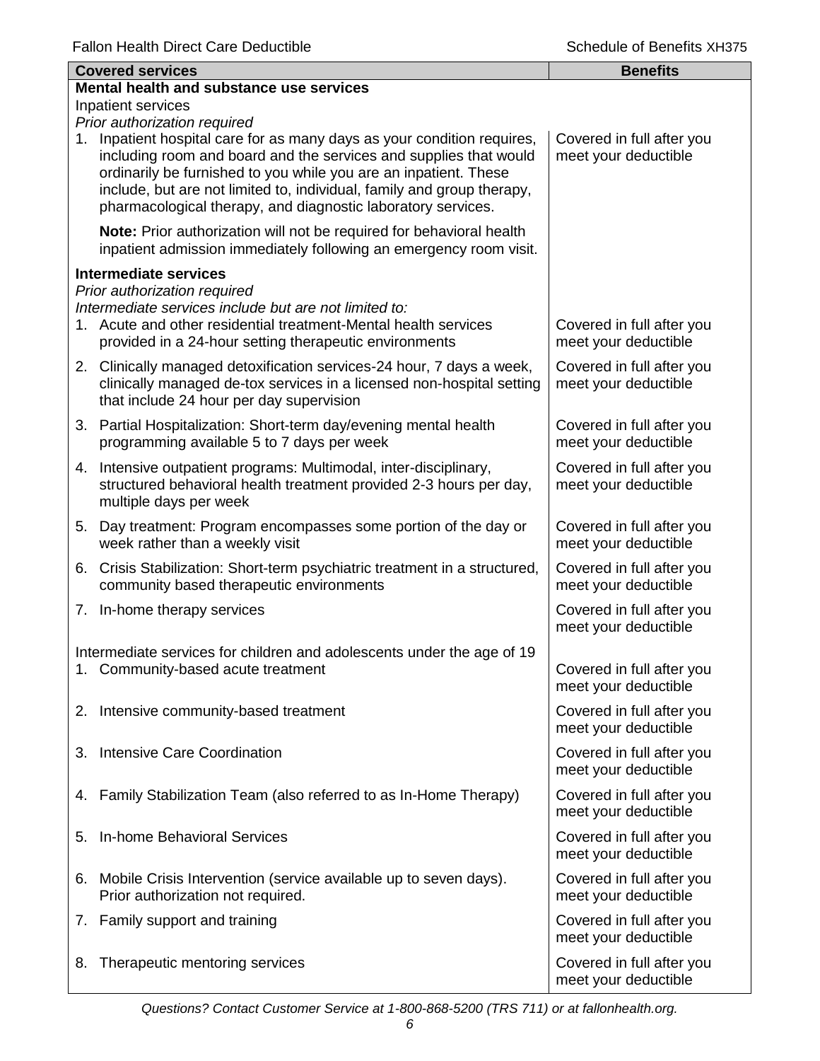| Covered services | Benefits |
|---|---|
| **Mental health and substance use services** | |
| Inpatient services | |
| *Prior authorization required* | |
| 1. Inpatient hospital care for as many days as your condition requires, including room and board and the services and supplies that would ordinarily be furnished to you while you are an inpatient. These include, but are not limited to, individual, family and group therapy, pharmacological therapy, and diagnostic laboratory services. | Covered in full after you meet your deductible |
| **Note:** Prior authorization will not be required for behavioral health inpatient admission immediately following an emergency room visit. | |
| **Intermediate services** | |
| *Prior authorization required* | |
| *Intermediate services include but are not limited to:* | |
| 1. Acute and other residential treatment-Mental health services provided in a 24-hour setting therapeutic environments | Covered in full after you meet your deductible |
| 2. Clinically managed detoxification services-24 hour, 7 days a week, clinically managed de-tox services in a licensed non-hospital setting that include 24 hour per day supervision | Covered in full after you meet your deductible |
| 3. Partial Hospitalization: Short-term day/evening mental health programming available 5 to 7 days per week | Covered in full after you meet your deductible |
| 4. Intensive outpatient programs: Multimodal, inter-disciplinary, structured behavioral health treatment provided 2-3 hours per day, multiple days per week | Covered in full after you meet your deductible |
| 5. Day treatment: Program encompasses some portion of the day or week rather than a weekly visit | Covered in full after you meet your deductible |
| 6. Crisis Stabilization: Short-term psychiatric treatment in a structured, community based therapeutic environments | Covered in full after you meet your deductible |
| 7. In-home therapy services | Covered in full after you meet your deductible |
| Intermediate services for children and adolescents under the age of 19 | |
| 1. Community-based acute treatment | Covered in full after you meet your deductible |
| 2. Intensive community-based treatment | Covered in full after you meet your deductible |
| 3. Intensive Care Coordination | Covered in full after you meet your deductible |
| 4. Family Stabilization Team (also referred to as In-Home Therapy) | Covered in full after you meet your deductible |
| 5. In-home Behavioral Services | Covered in full after you meet your deductible |
| 6. Mobile Crisis Intervention (service available up to seven days). Prior authorization not required. | Covered in full after you meet your deductible |
| 7. Family support and training | Covered in full after you meet your deductible |
| 8. Therapeutic mentoring services | Covered in full after you meet your deductible |

*Questions? Contact Customer Service at 1-800-868-5200 (TRS 711) or at fallonhealth.org.*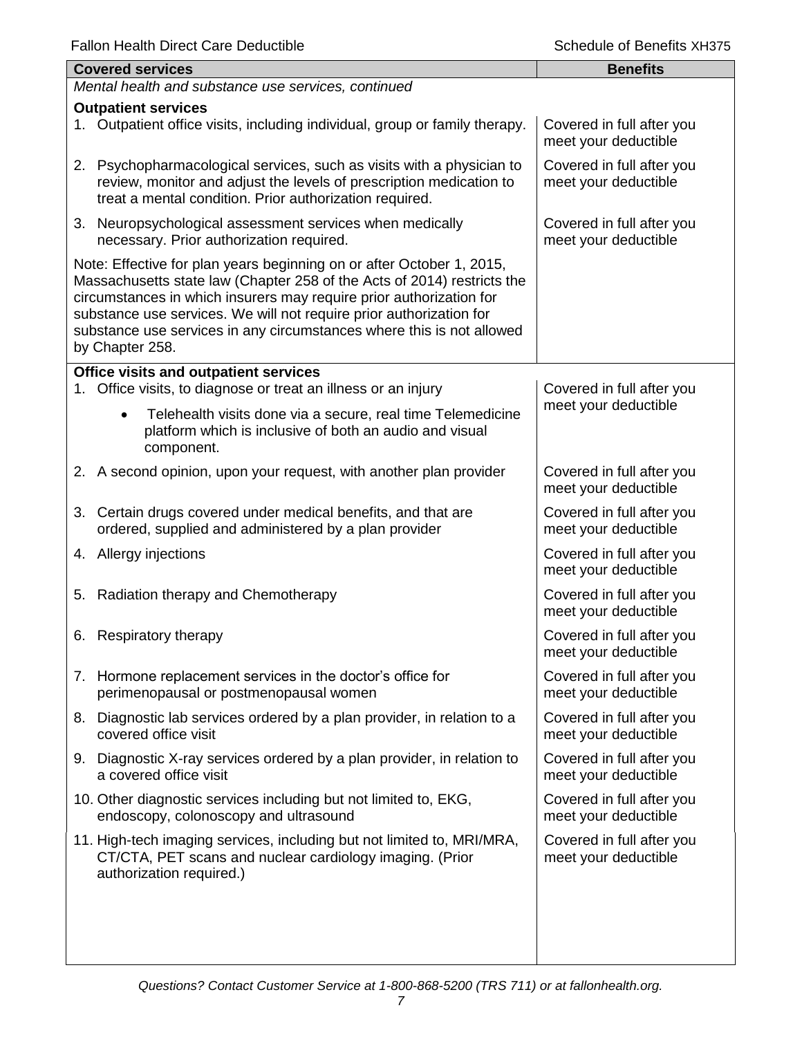| Covered services | Benefits |
|---|---|
| *Mental health and substance use services, continued* | |
| **Outpatient services** | |
| 1. Outpatient office visits, including individual, group or family therapy. | Covered in full after you meet your deductible |
| 2. Psychopharmacological services, such as visits with a physician to review, monitor and adjust the levels of prescription medication to treat a mental condition. Prior authorization required. | Covered in full after you meet your deductible |
| 3. Neuropsychological assessment services when medically necessary. Prior authorization required. | Covered in full after you meet your deductible |
| Note: Effective for plan years beginning on or after October 1, 2015, Massachusetts state law (Chapter 258 of the Acts of 2014) restricts the circumstances in which insurers may require prior authorization for substance use services. We will not require prior authorization for substance use services in any circumstances where this is not allowed by Chapter 258. | |
| **Office visits and outpatient services** | |
| 1. Office visits, to diagnose or treat an illness or an injury<br>• Telehealth visits done via a secure, real time Telemedicine platform which is inclusive of both an audio and visual component. | Covered in full after you meet your deductible |
| 2. A second opinion, upon your request, with another plan provider | Covered in full after you meet your deductible |
| 3. Certain drugs covered under medical benefits, and that are ordered, supplied and administered by a plan provider | Covered in full after you meet your deductible |
| 4. Allergy injections | Covered in full after you meet your deductible |
| 5. Radiation therapy and Chemotherapy | Covered in full after you meet your deductible |
| 6. Respiratory therapy | Covered in full after you meet your deductible |
| 7. Hormone replacement services in the doctor's office for perimenopausal or postmenopausal women | Covered in full after you meet your deductible |
| 8. Diagnostic lab services ordered by a plan provider, in relation to a covered office visit | Covered in full after you meet your deductible |
| 9. Diagnostic X-ray services ordered by a plan provider, in relation to a covered office visit | Covered in full after you meet your deductible |
| 10. Other diagnostic services including but not limited to, EKG, endoscopy, colonoscopy and ultrasound | Covered in full after you meet your deductible |
| 11. High-tech imaging services, including but not limited to, MRI/MRA, CT/CTA, PET scans and nuclear cardiology imaging. (Prior authorization required.) | Covered in full after you meet your deductible |

*Questions? Contact Customer Service at 1-800-868-5200 (TRS 711) or at fallonhealth.org.*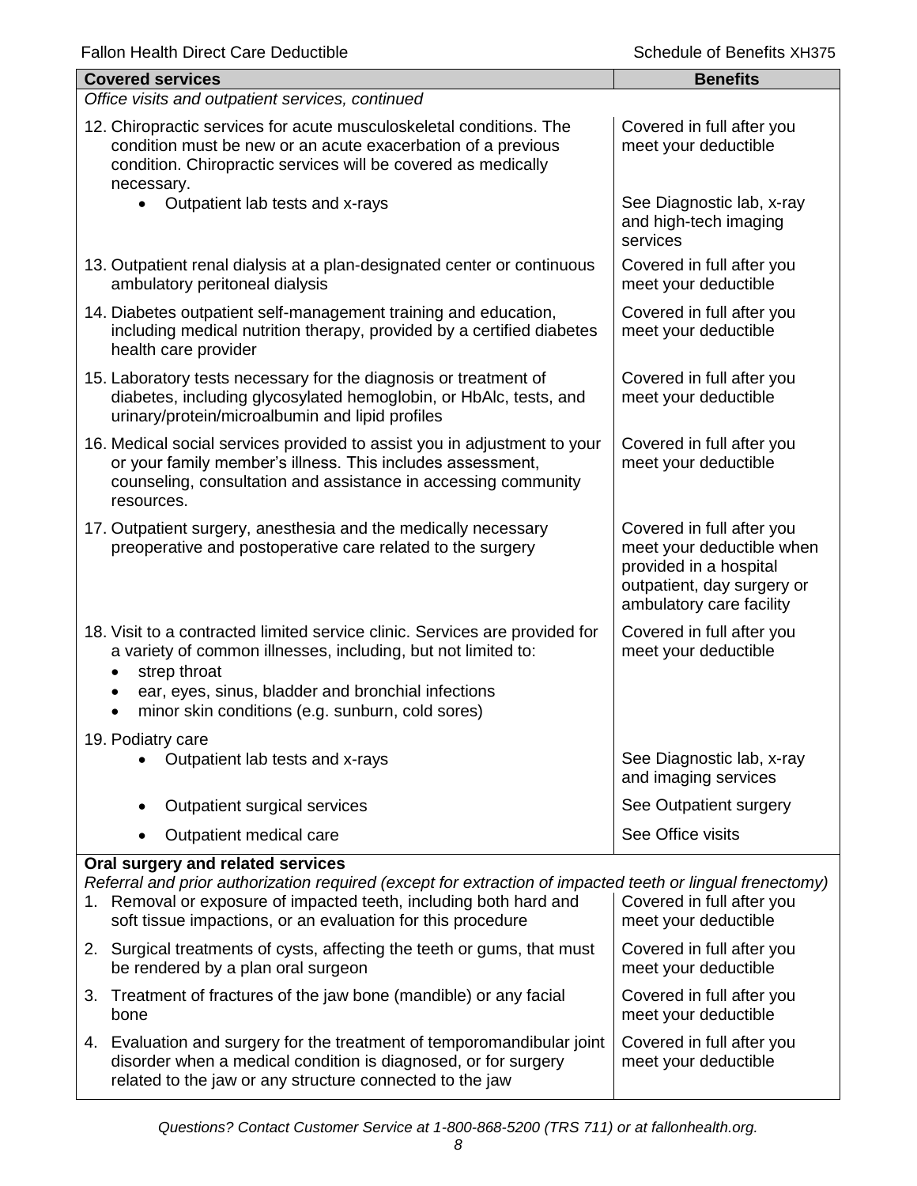| Covered services | Benefits |
|---|---|
| *Office visits and outpatient services, continued* | |
| 12. Chiropractic services for acute musculoskeletal conditions. The condition must be new or an acute exacerbation of a previous condition. Chiropractic services will be covered as medically necessary. | Covered in full after you meet your deductible |
| • Outpatient lab tests and x-rays | See Diagnostic lab, x-ray and high-tech imaging services |
| 13. Outpatient renal dialysis at a plan-designated center or continuous ambulatory peritoneal dialysis | Covered in full after you meet your deductible |
| 14. Diabetes outpatient self-management training and education, including medical nutrition therapy, provided by a certified diabetes health care provider | Covered in full after you meet your deductible |
| 15. Laboratory tests necessary for the diagnosis or treatment of diabetes, including glycosylated hemoglobin, or HbAlc, tests, and urinary/protein/microalbumin and lipid profiles | Covered in full after you meet your deductible |
| 16. Medical social services provided to assist you in adjustment to your or your family member's illness. This includes assessment, counseling, consultation and assistance in accessing community resources. | Covered in full after you meet your deductible |
| 17. Outpatient surgery, anesthesia and the medically necessary preoperative and postoperative care related to the surgery | Covered in full after you meet your deductible when provided in a hospital outpatient, day surgery or ambulatory care facility |
| 18. Visit to a contracted limited service clinic. Services are provided for a variety of common illnesses, including, but not limited to:<br>• strep throat<br>• ear, eyes, sinus, bladder and bronchial infections<br>• minor skin conditions (e.g. sunburn, cold sores) | Covered in full after you meet your deductible |
| 19. Podiatry care | |
| • Outpatient lab tests and x-rays | See Diagnostic lab, x-ray and imaging services |
| • Outpatient surgical services | See Outpatient surgery |
| • Outpatient medical care | See Office visits |
| **Oral surgery and related services**<br>*Referral and prior authorization required (except for extraction of impacted teeth or lingual frenectomy)* | |
| 1. Removal or exposure of impacted teeth, including both hard and soft tissue impactions, or an evaluation for this procedure | Covered in full after you meet your deductible |
| 2. Surgical treatments of cysts, affecting the teeth or gums, that must be rendered by a plan oral surgeon | Covered in full after you meet your deductible |
| 3. Treatment of fractures of the jaw bone (mandible) or any facial bone | Covered in full after you meet your deductible |
| 4. Evaluation and surgery for the treatment of temporomandibular joint disorder when a medical condition is diagnosed, or for surgery related to the jaw or any structure connected to the jaw | Covered in full after you meet your deductible |

*Questions? Contact Customer Service at 1-800-868-5200 (TRS 711) or at fallonhealth.org.*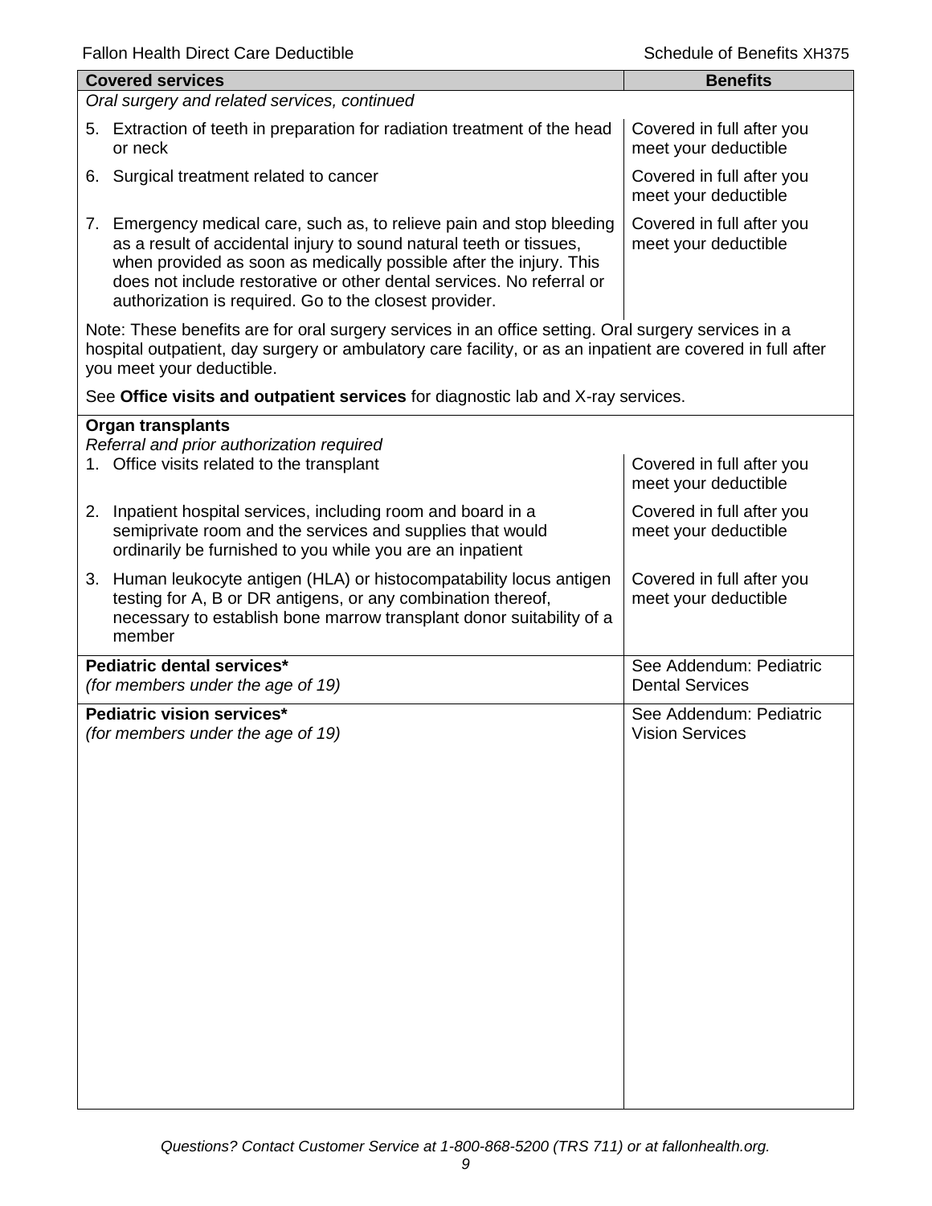| Covered services | Benefits |
| --- | --- |
| *Oral surgery and related services, continued* | |
| 5. Extraction of teeth in preparation for radiation treatment of the head or neck | Covered in full after you meet your deductible |
| 6. Surgical treatment related to cancer | Covered in full after you meet your deductible |
| 7. Emergency medical care, such as, to relieve pain and stop bleeding as a result of accidental injury to sound natural teeth or tissues, when provided as soon as medically possible after the injury. This does not include restorative or other dental services. No referral or authorization is required. Go to the closest provider. | Covered in full after you meet your deductible |
| Note: These benefits are for oral surgery services in an office setting. Oral surgery services in a hospital outpatient, day surgery or ambulatory care facility, or as an inpatient are covered in full after you meet your deductible. | |
| See **Office visits and outpatient services** for diagnostic lab and X-ray services. | |
| **Organ transplants** *Referral and prior authorization required* | |
| 1. Office visits related to the transplant | Covered in full after you meet your deductible |
| 2. Inpatient hospital services, including room and board in a semiprivate room and the services and supplies that would ordinarily be furnished to you while you are an inpatient | Covered in full after you meet your deductible |
| 3. Human leukocyte antigen (HLA) or histocompatability locus antigen testing for A, B or DR antigens, or any combination thereof, necessary to establish bone marrow transplant donor suitability of a member | Covered in full after you meet your deductible |
| **Pediatric dental services*** *(for members under the age of 19)* | See Addendum: Pediatric Dental Services |
| **Pediatric vision services*** *(for members under the age of 19)* | See Addendum: Pediatric Vision Services |

*Questions? Contact Customer Service at 1-800-868-5200 (TRS 711) or at fallonhealth.org.*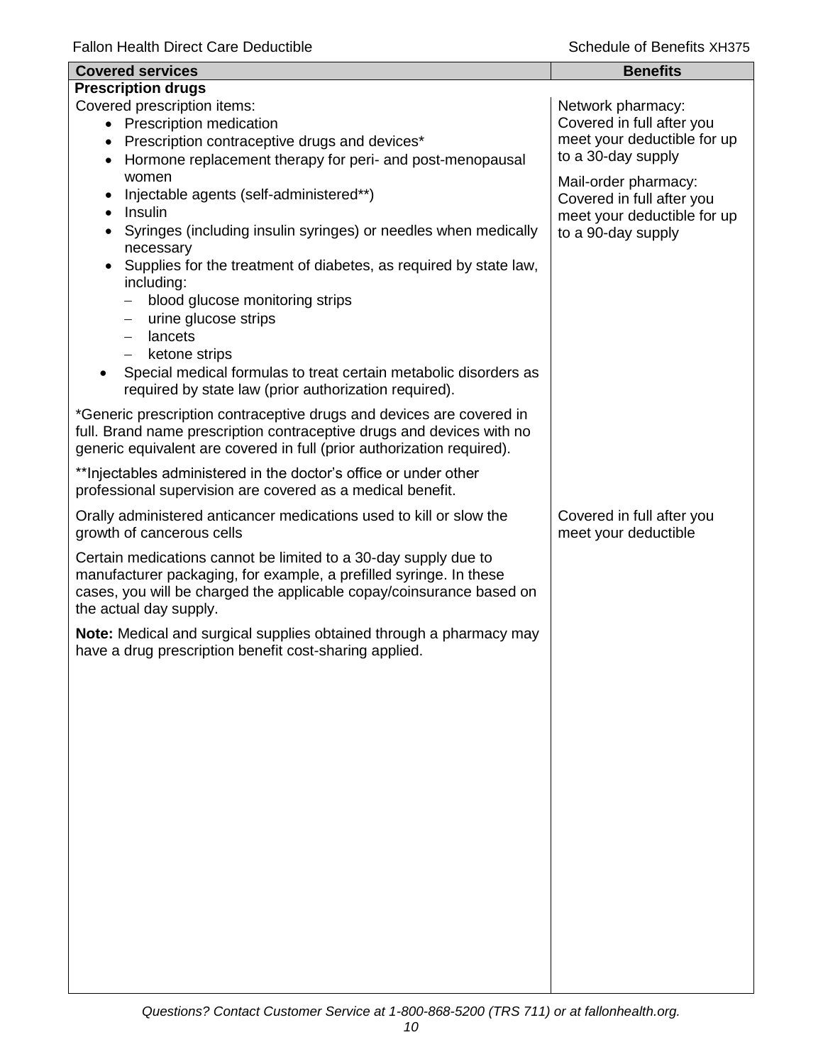| Covered services | Benefits |
| --- | --- |
| **Prescription drugs** | |
| Covered prescription items:<br>• Prescription medication<br>• Prescription contraceptive drugs and devices*<br>• Hormone replacement therapy for peri- and post-menopausal women<br>• Injectable agents (self-administered**)<br>• Insulin<br>• Syringes (including insulin syringes) or needles when medically necessary<br>• Supplies for the treatment of diabetes, as required by state law, including:<br>  – blood glucose monitoring strips<br>  – urine glucose strips<br>  – lancets<br>  – ketone strips<br>• Special medical formulas to treat certain metabolic disorders as required by state law (prior authorization required).<br><br>*Generic prescription contraceptive drugs and devices are covered in full. Brand name prescription contraceptive drugs and devices with no generic equivalent are covered in full (prior authorization required).<br><br>**Injectables administered in the doctor's office or under other professional supervision are covered as a medical benefit. | Network pharmacy: Covered in full after you meet your deductible for up to a 30-day supply<br><br>Mail-order pharmacy: Covered in full after you meet your deductible for up to a 90-day supply |
| Orally administered anticancer medications used to kill or slow the growth of cancerous cells<br><br>Certain medications cannot be limited to a 30-day supply due to manufacturer packaging, for example, a prefilled syringe. In these cases, you will be charged the applicable copay/coinsurance based on the actual day supply.<br><br>**Note:** Medical and surgical supplies obtained through a pharmacy may have a drug prescription benefit cost-sharing applied. | Covered in full after you meet your deductible |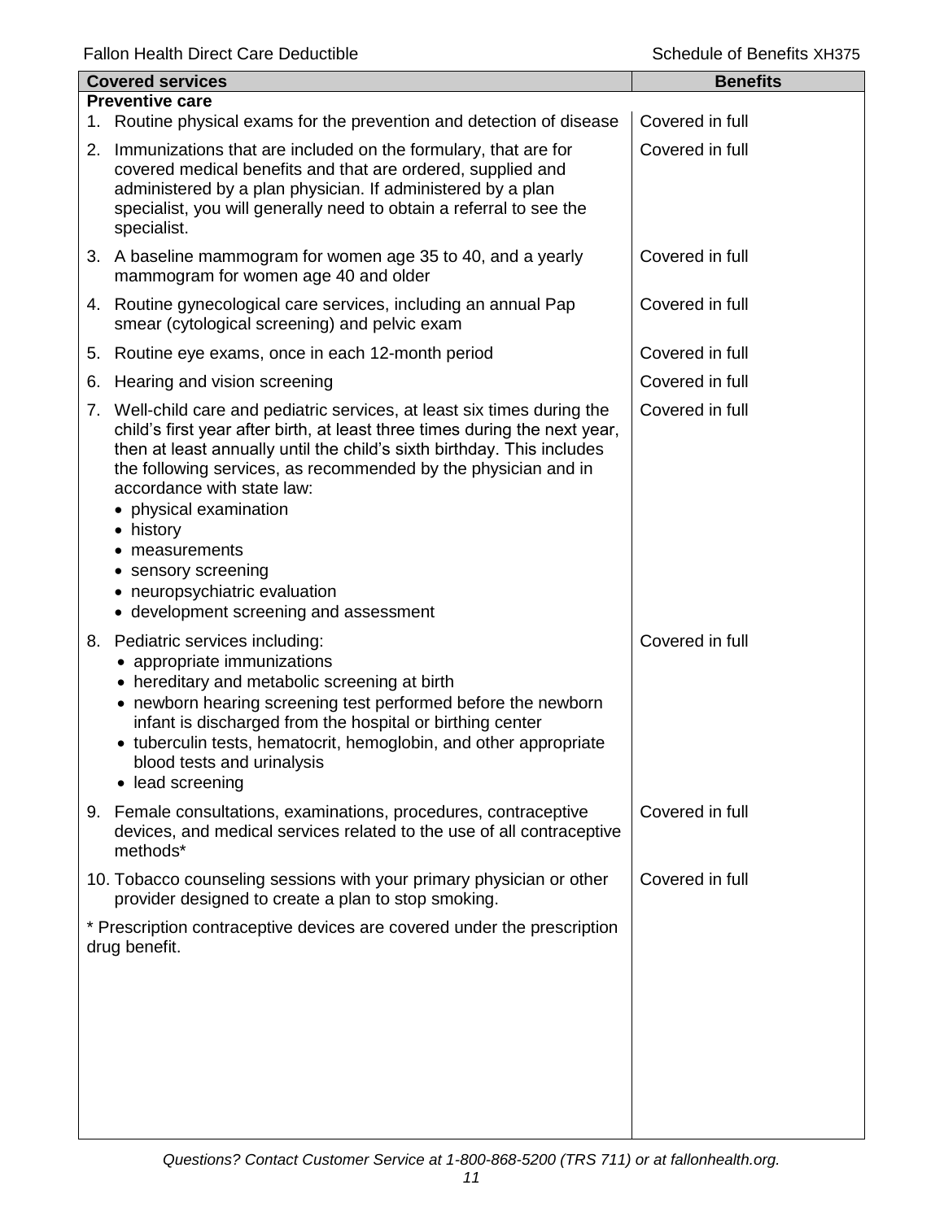| Covered services | Benefits |
|---|---|
| **Preventive care** | |
| 1. Routine physical exams for the prevention and detection of disease | Covered in full |
| 2. Immunizations that are included on the formulary, that are for covered medical benefits and that are ordered, supplied and administered by a plan physician. If administered by a plan specialist, you will generally need to obtain a referral to see the specialist. | Covered in full |
| 3. A baseline mammogram for women age 35 to 40, and a yearly mammogram for women age 40 and older | Covered in full |
| 4. Routine gynecological care services, including an annual Pap smear (cytological screening) and pelvic exam | Covered in full |
| 5. Routine eye exams, once in each 12-month period | Covered in full |
| 6. Hearing and vision screening | Covered in full |
| 7. Well-child care and pediatric services, at least six times during the child's first year after birth, at least three times during the next year, then at least annually until the child's sixth birthday. This includes the following services, as recommended by the physician and in accordance with state law:<br>• physical examination<br>• history<br>• measurements<br>• sensory screening<br>• neuropsychiatric evaluation<br>• development screening and assessment | Covered in full |
| 8. Pediatric services including:<br>• appropriate immunizations<br>• hereditary and metabolic screening at birth<br>• newborn hearing screening test performed before the newborn infant is discharged from the hospital or birthing center<br>• tuberculin tests, hematocrit, hemoglobin, and other appropriate blood tests and urinalysis<br>• lead screening | Covered in full |
| 9. Female consultations, examinations, procedures, contraceptive devices, and medical services related to the use of all contraceptive methods* | Covered in full |
| 10. Tobacco counseling sessions with your primary physician or other provider designed to create a plan to stop smoking. | Covered in full |
| * Prescription contraceptive devices are covered under the prescription drug benefit. | |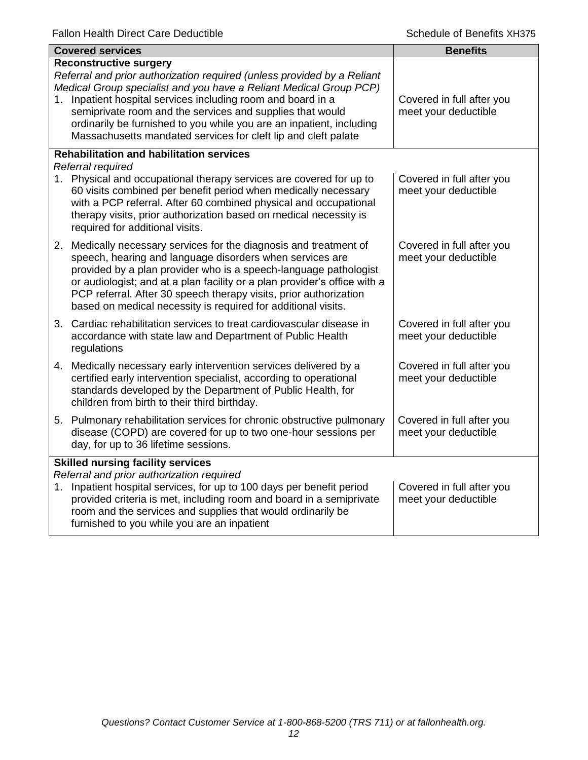| Covered services | Benefits |
| --- | --- |
| **Reconstructive surgery**<br>*Referral and prior authorization required (unless provided by a Reliant Medical Group specialist and you have a Reliant Medical Group PCP)*<br>1. Inpatient hospital services including room and board in a semiprivate room and the services and supplies that would ordinarily be furnished to you while you are an inpatient, including Massachusetts mandated services for cleft lip and cleft palate | Covered in full after you meet your deductible |
| **Rehabilitation and habilitation services**<br>*Referral required*<br>1. Physical and occupational therapy services are covered for up to 60 visits combined per benefit period when medically necessary with a PCP referral. After 60 combined physical and occupational therapy visits, prior authorization based on medical necessity is required for additional visits. | Covered in full after you meet your deductible |
| 2. Medically necessary services for the diagnosis and treatment of speech, hearing and language disorders when services are provided by a plan provider who is a speech-language pathologist or audiologist; and at a plan facility or a plan provider's office with a PCP referral. After 30 speech therapy visits, prior authorization based on medical necessity is required for additional visits. | Covered in full after you meet your deductible |
| 3. Cardiac rehabilitation services to treat cardiovascular disease in accordance with state law and Department of Public Health regulations | Covered in full after you meet your deductible |
| 4. Medically necessary early intervention services delivered by a certified early intervention specialist, according to operational standards developed by the Department of Public Health, for children from birth to their third birthday. | Covered in full after you meet your deductible |
| 5. Pulmonary rehabilitation services for chronic obstructive pulmonary disease (COPD) are covered for up to two one-hour sessions per day, for up to 36 lifetime sessions. | Covered in full after you meet your deductible |
| **Skilled nursing facility services**<br>*Referral and prior authorization required*<br>1. Inpatient hospital services, for up to 100 days per benefit period provided criteria is met, including room and board in a semiprivate room and the services and supplies that would ordinarily be furnished to you while you are an inpatient | Covered in full after you meet your deductible |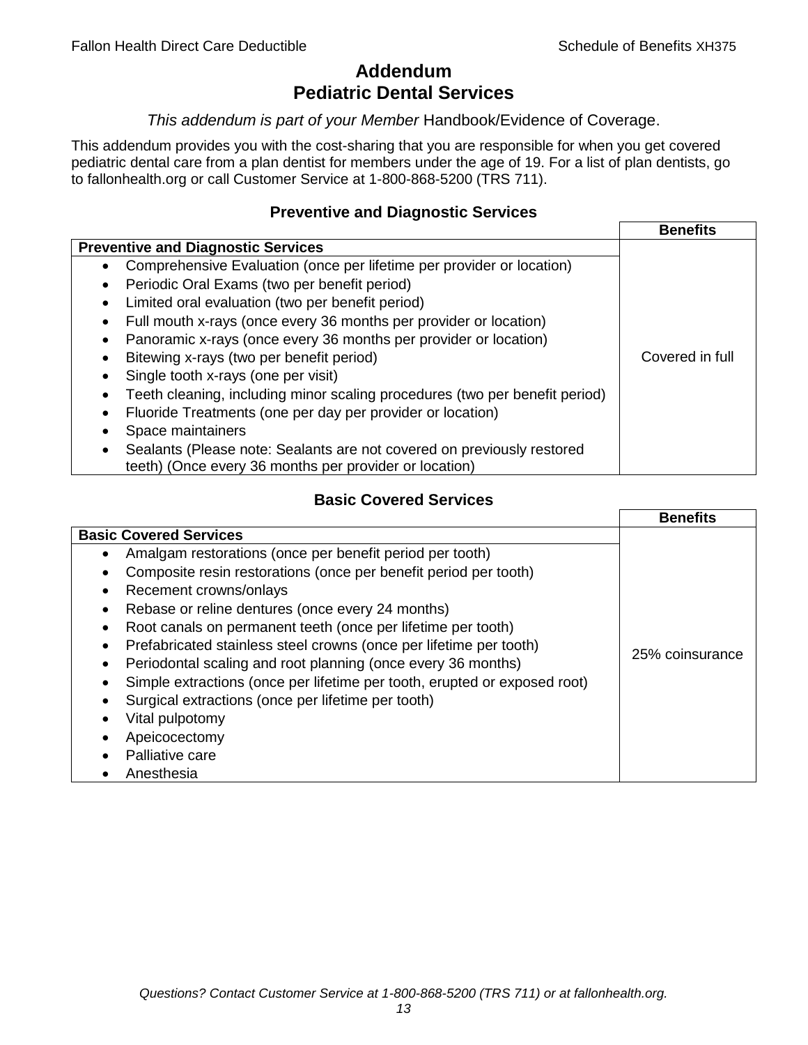# Addendum
# Pediatric Dental Services

*This addendum is part of your Member* Handbook/Evidence of Coverage.

This addendum provides you with the cost-sharing that you are responsible for when you get covered pediatric dental care from a plan dentist for members under the age of 19. For a list of plan dentists, go to fallonhealth.org or call Customer Service at 1-800-868-5200 (TRS 711).

### Preventive and Diagnostic Services

| | Benefits |
|---|---|
| **Preventive and Diagnostic Services** | |
| • Comprehensive Evaluation (once per lifetime per provider or location)<br>• Periodic Oral Exams (two per benefit period)<br>• Limited oral evaluation (two per benefit period)<br>• Full mouth x-rays (once every 36 months per provider or location)<br>• Panoramic x-rays (once every 36 months per provider or location)<br>• Bitewing x-rays (two per benefit period)<br>• Single tooth x-rays (one per visit)<br>• Teeth cleaning, including minor scaling procedures (two per benefit period)<br>• Fluoride Treatments (one per day per provider or location)<br>• Space maintainers<br>• Sealants (Please note: Sealants are not covered on previously restored teeth) (Once every 36 months per provider or location) | Covered in full |

### Basic Covered Services

| | Benefits |
|---|---|
| **Basic Covered Services** | |
| • Amalgam restorations (once per benefit period per tooth)<br>• Composite resin restorations (once per benefit period per tooth)<br>• Recement crowns/onlays<br>• Rebase or reline dentures (once every 24 months)<br>• Root canals on permanent teeth (once per lifetime per tooth)<br>• Prefabricated stainless steel crowns (once per lifetime per tooth)<br>• Periodontal scaling and root planning (once every 36 months)<br>• Simple extractions (once per lifetime per tooth, erupted or exposed root)<br>• Surgical extractions (once per lifetime per tooth)<br>• Vital pulpotomy<br>• Apeicocectomy<br>• Palliative care<br>• Anesthesia | 25% coinsurance |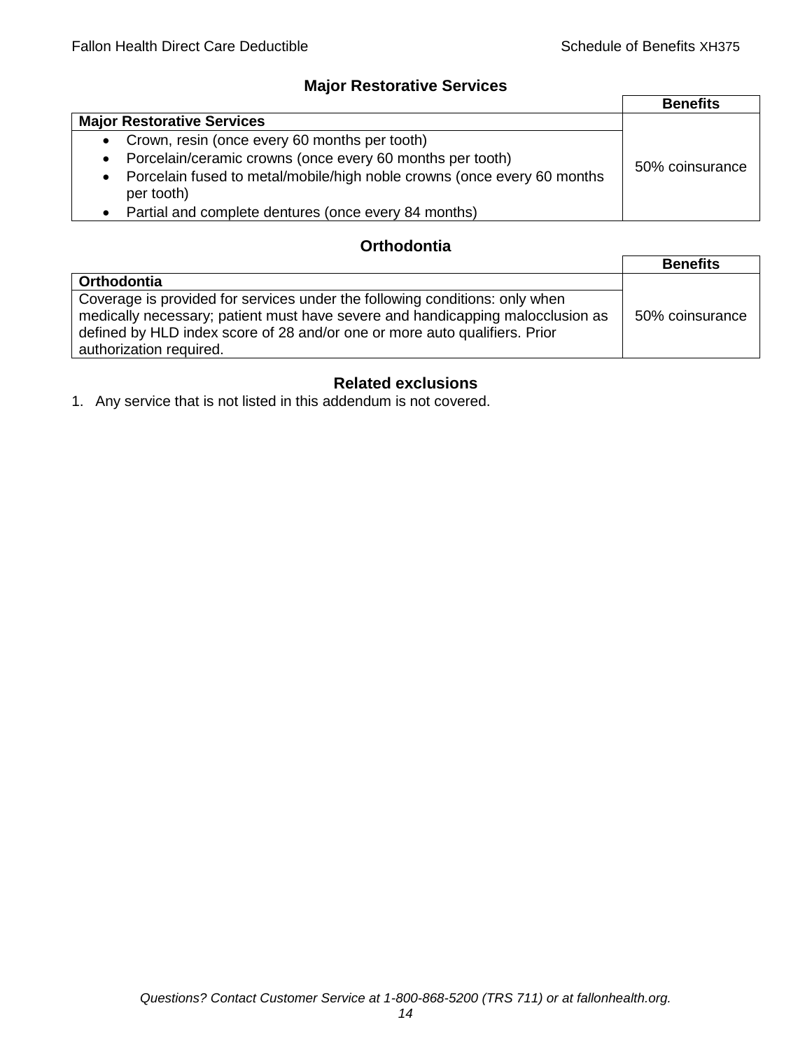## Major Restorative Services

| | Benefits |
|---|---|
| **Major Restorative Services** | 50% coinsurance |
| • Crown, resin (once every 60 months per tooth)<br>• Porcelain/ceramic crowns (once every 60 months per tooth)<br>• Porcelain fused to metal/mobile/high noble crowns (once every 60 months per tooth)<br>• Partial and complete dentures (once every 84 months) | |

## Orthodontia

| | Benefits |
|---|---|
| **Orthodontia** | 50% coinsurance |
| Coverage is provided for services under the following conditions: only when medically necessary; patient must have severe and handicapping malocclusion as defined by HLD index score of 28 and/or one or more auto qualifiers. Prior authorization required. | |

## Related exclusions

1. Any service that is not listed in this addendum is not covered.

*Questions? Contact Customer Service at 1-800-868-5200 (TRS 711) or at fallonhealth.org.*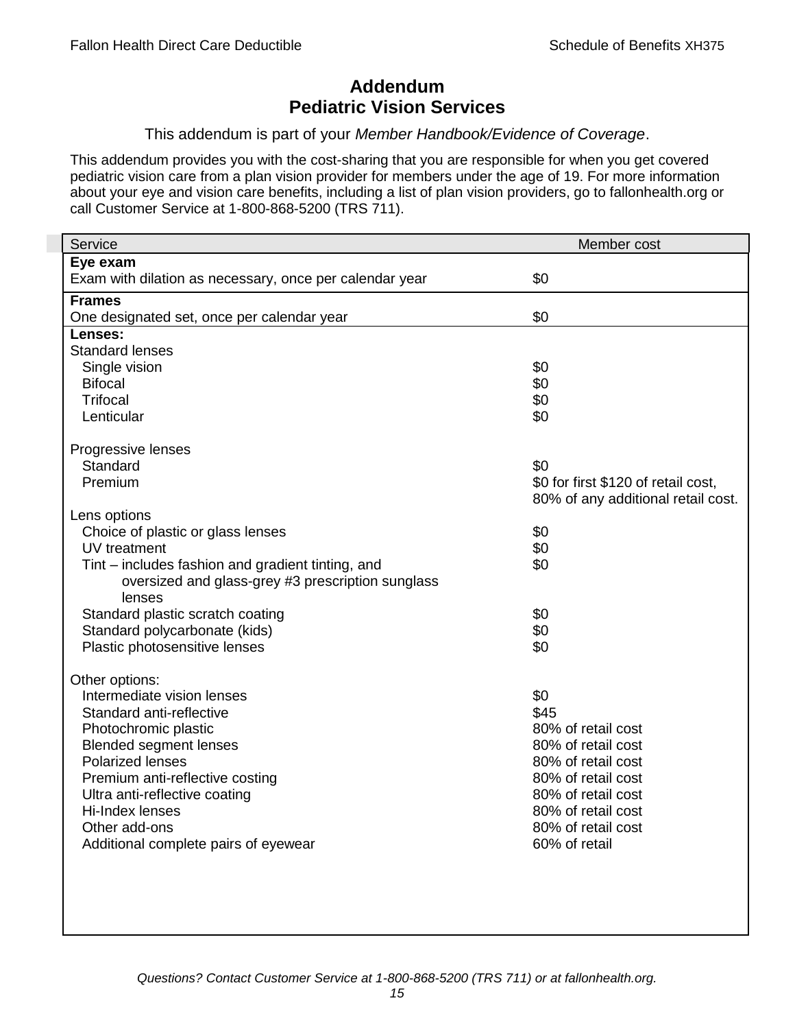# Addendum
# Pediatric Vision Services

This addendum is part of your *Member Handbook/Evidence of Coverage*.

This addendum provides you with the cost-sharing that you are responsible for when you get covered pediatric vision care from a plan vision provider for members under the age of 19. For more information about your eye and vision care benefits, including a list of plan vision providers, go to fallonhealth.org or call Customer Service at 1-800-868-5200 (TRS 711).

| Service | Member cost |
|---|---|
| **Eye exam** | |
| Exam with dilation as necessary, once per calendar year | $0 |
| **Frames** | |
| One designated set, once per calendar year | $0 |
| **Lenses:** | |
| Standard lenses | |
| Single vision | $0 |
| Bifocal | $0 |
| Trifocal | $0 |
| Lenticular | $0 |
| Progressive lenses | |
| Standard | $0 |
| Premium | $0 for first $120 of retail cost, 80% of any additional retail cost. |
| Lens options | |
| Choice of plastic or glass lenses | $0 |
| UV treatment | $0 |
| Tint – includes fashion and gradient tinting, and oversized and glass-grey #3 prescription sunglass lenses | $0 |
| Standard plastic scratch coating | $0 |
| Standard polycarbonate (kids) | $0 |
| Plastic photosensitive lenses | $0 |
| Other options: | |
| Intermediate vision lenses | $0 |
| Standard anti-reflective | $45 |
| Photochromic plastic | 80% of retail cost |
| Blended segment lenses | 80% of retail cost |
| Polarized lenses | 80% of retail cost |
| Premium anti-reflective costing | 80% of retail cost |
| Ultra anti-reflective coating | 80% of retail cost |
| Hi-Index lenses | 80% of retail cost |
| Other add-ons | 80% of retail cost |
| Additional complete pairs of eyewear | 60% of retail |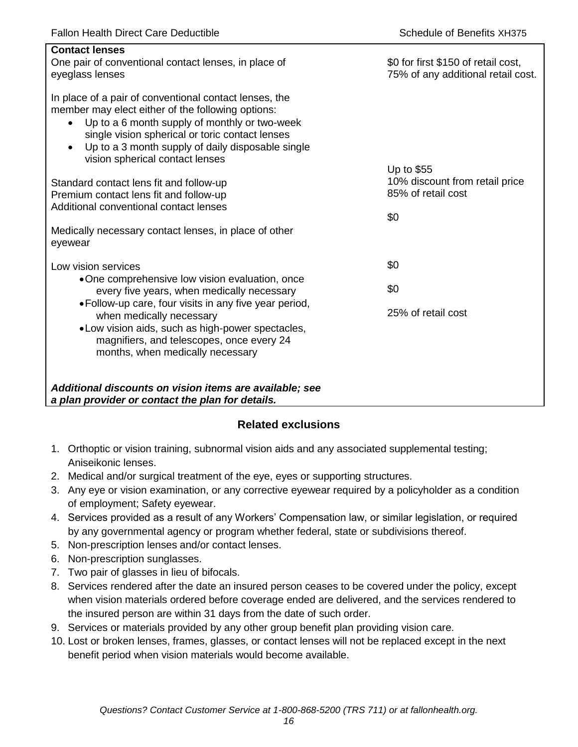| **Contact lenses** | |
|---|---|
| One pair of conventional contact lenses, in place of eyeglass lenses | \$0 for first \$150 of retail cost, 75% of any additional retail cost. |
| In place of a pair of conventional contact lenses, the member may elect either of the following options:<br>• Up to a 6 month supply of monthly or two-week single vision spherical or toric contact lenses<br>• Up to a 3 month supply of daily disposable single vision spherical contact lenses | |
| Standard contact lens fit and follow-up | Up to \$55 |
| Premium contact lens fit and follow-up | 10% discount from retail price |
| Additional conventional contact lenses | 85% of retail cost |
| Medically necessary contact lenses, in place of other eyewear | \$0 |
| Low vision services | |
| • One comprehensive low vision evaluation, once every five years, when medically necessary | \$0 |
| • Follow-up care, four visits in any five year period, when medically necessary | \$0 |
| • Low vision aids, such as high-power spectacles, magnifiers, and telescopes, once every 24 months, when medically necessary | 25% of retail cost |
| ***Additional discounts on vision items are available; see a plan provider or contact the plan for details.*** | |

## Related exclusions

1. Orthoptic or vision training, subnormal vision aids and any associated supplemental testing; Aniseikonic lenses.
2. Medical and/or surgical treatment of the eye, eyes or supporting structures.
3. Any eye or vision examination, or any corrective eyewear required by a policyholder as a condition of employment; Safety eyewear.
4. Services provided as a result of any Workers' Compensation law, or similar legislation, or required by any governmental agency or program whether federal, state or subdivisions thereof.
5. Non-prescription lenses and/or contact lenses.
6. Non-prescription sunglasses.
7. Two pair of glasses in lieu of bifocals.
8. Services rendered after the date an insured person ceases to be covered under the policy, except when vision materials ordered before coverage ended are delivered, and the services rendered to the insured person are within 31 days from the date of such order.
9. Services or materials provided by any other group benefit plan providing vision care.
10. Lost or broken lenses, frames, glasses, or contact lenses will not be replaced except in the next benefit period when vision materials would become available.

*Questions? Contact Customer Service at 1-800-868-5200 (TRS 711) or at fallonhealth.org.*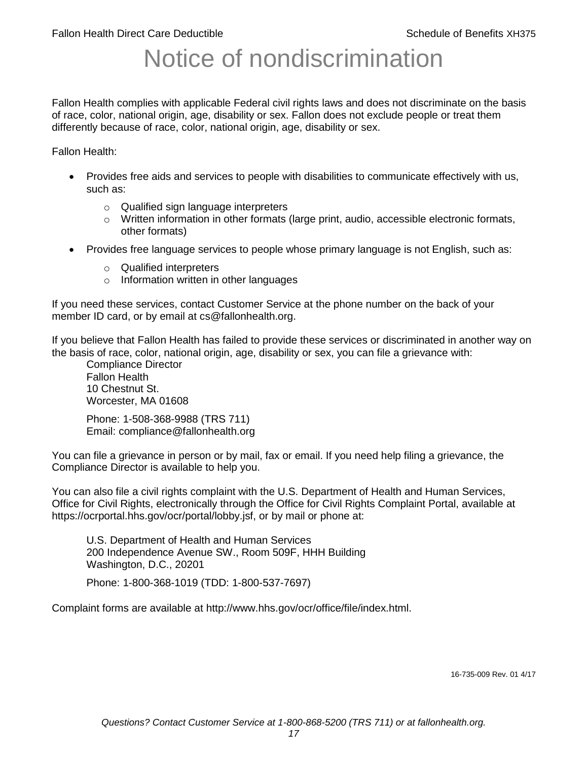# Notice of nondiscrimination

Fallon Health complies with applicable Federal civil rights laws and does not discriminate on the basis of race, color, national origin, age, disability or sex. Fallon does not exclude people or treat them differently because of race, color, national origin, age, disability or sex.

Fallon Health:

- Provides free aids and services to people with disabilities to communicate effectively with us, such as:
  - Qualified sign language interpreters
  - Written information in other formats (large print, audio, accessible electronic formats, other formats)
- Provides free language services to people whose primary language is not English, such as:
  - Qualified interpreters
  - Information written in other languages

If you need these services, contact Customer Service at the phone number on the back of your member ID card, or by email at cs@fallonhealth.org.

If you believe that Fallon Health has failed to provide these services or discriminated in another way on the basis of race, color, national origin, age, disability or sex, you can file a grievance with:

Compliance Director
Fallon Health
10 Chestnut St.
Worcester, MA 01608

Phone: 1-508-368-9988 (TRS 711)
Email: compliance@fallonhealth.org

You can file a grievance in person or by mail, fax or email. If you need help filing a grievance, the Compliance Director is available to help you.

You can also file a civil rights complaint with the U.S. Department of Health and Human Services, Office for Civil Rights, electronically through the Office for Civil Rights Complaint Portal, available at https://ocrportal.hhs.gov/ocr/portal/lobby.jsf, or by mail or phone at:

U.S. Department of Health and Human Services
200 Independence Avenue SW., Room 509F, HHH Building
Washington, D.C., 20201

Phone: 1-800-368-1019 (TDD: 1-800-537-7697)

Complaint forms are available at http://www.hhs.gov/ocr/office/file/index.html.

16-735-009 Rev. 01 4/17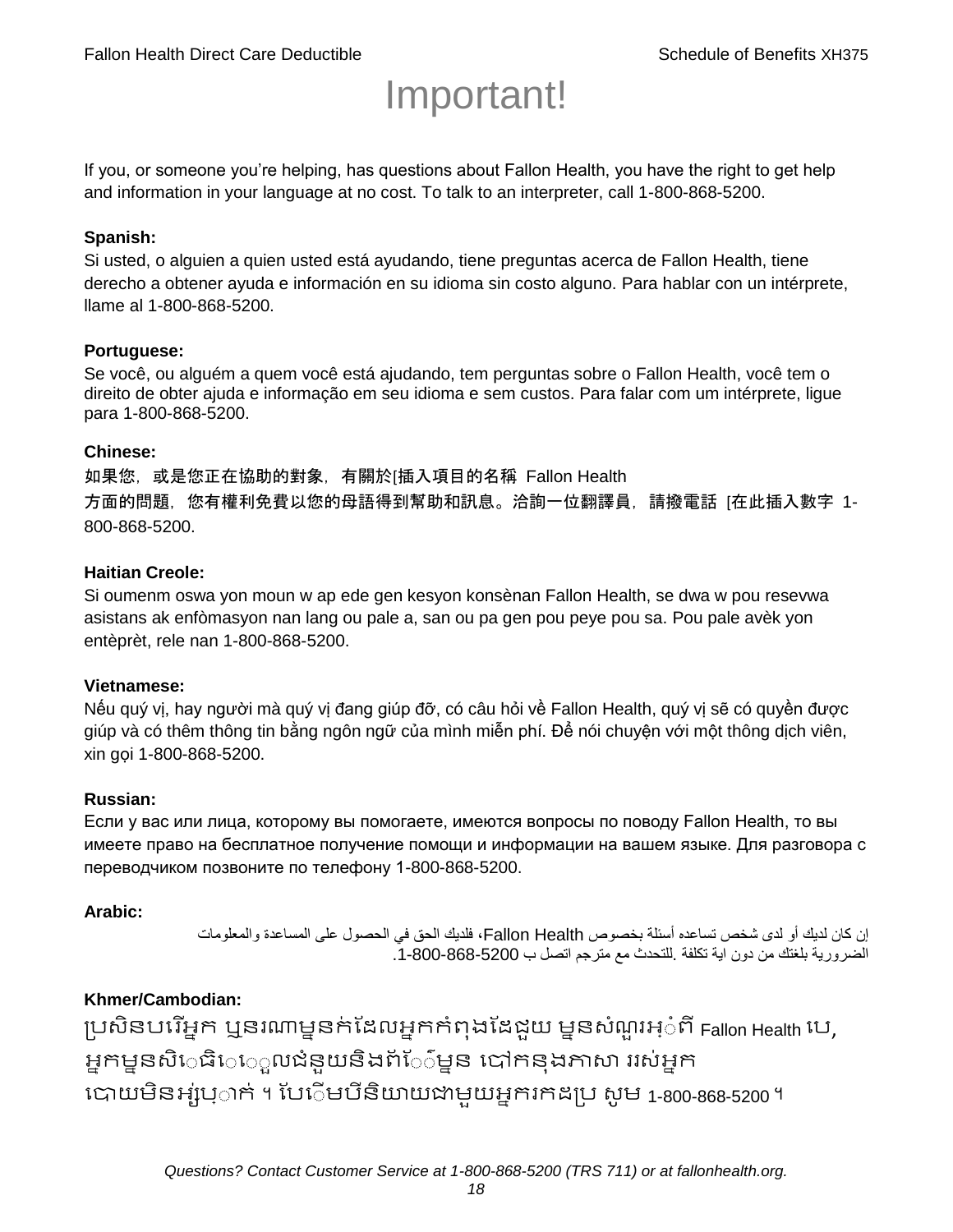# Important!

If you, or someone you're helping, has questions about Fallon Health, you have the right to get help and information in your language at no cost. To talk to an interpreter, call 1-800-868-5200.

**Spanish:**
Si usted, o alguien a quien usted está ayudando, tiene preguntas acerca de Fallon Health, tiene derecho a obtener ayuda e información en su idioma sin costo alguno. Para hablar con un intérprete, llame al 1-800-868-5200.

**Portuguese:**
Se você, ou alguém a quem você está ajudando, tem perguntas sobre o Fallon Health, você tem o direito de obter ajuda e informação em seu idioma e sem custos. Para falar com um intérprete, ligue para 1-800-868-5200.

**Chinese:**
如果您，或是您正在協助的對象，有關於[插入項目的名稱 Fallon Health 方面的問題，您有權利免費以您的母語得到幫助和訊息。洽詢一位翻譯員，請撥電話 [在此插入數字 1-800-868-5200.

**Haitian Creole:**
Si oumenm oswa yon moun w ap ede gen kesyon konsènan Fallon Health, se dwa w pou resevwa asistans ak enfòmasyon nan lang ou pale a, san ou pa gen pou peye pou sa. Pou pale avèk yon entèprèt, rele nan 1-800-868-5200.

**Vietnamese:**
Nếu quý vị, hay người mà quý vị đang giúp đỡ, có câu hỏi về Fallon Health, quý vị sẽ có quyền được giúp và có thêm thông tin bằng ngôn ngữ của mình miễn phí. Để nói chuyện với một thông dịch viên, xin gọi 1-800-868-5200.

**Russian:**
Если у вас или лица, которому вы помогаете, имеются вопросы по поводу Fallon Health, то вы имеете право на бесплатное получение помощи и информации на вашем языке. Для разговора с переводчиком позвоните по телефону 1-800-868-5200.

**Arabic:**
إن كان لديك أو لدى شخص تساعده أسئلة بخصوص Fallon Health، فلديك الحق في الحصول على المساعدة والمعلومات الضرورية بلغتك من دون اية تكلفة .للتحدث مع مترجم اتصل ب 1-800-868-5200.

**Khmer/Cambodian:**
ប្រសិនបរើអ្នក ឬនរណាម្នាក់ដែលអ្នកកំពុងដែជួយ ម្នានសំណួរអ្ំពី Fallon Health បេ, អ្នកម្នានសិេធិេេួលជំនួយនិងព័ែ៌ម្នាន បៅកនុងភាសា ររស់អ្នក បោយមិនអ្ស់រុ្ាក់ ។ បែើមបីនិយាយជាមួយអ្នករកដប្រ សូម 1-800-868-5200 ។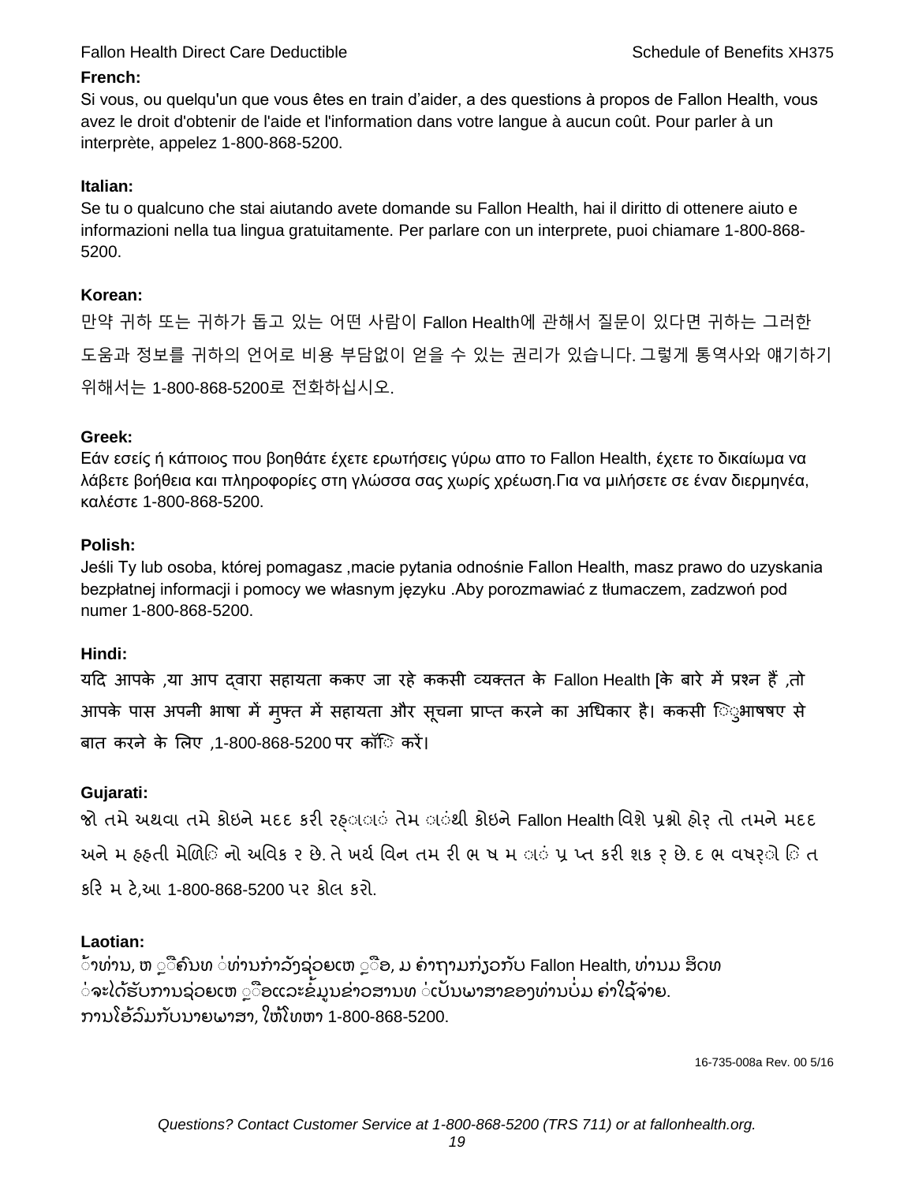**French:**
Si vous, ou quelqu'un que vous êtes en train d'aider, a des questions à propos de Fallon Health, vous avez le droit d'obtenir de l'aide et l'information dans votre langue à aucun coût. Pour parler à un interprète, appelez 1-800-868-5200.

**Italian:**
Se tu o qualcuno che stai aiutando avete domande su Fallon Health, hai il diritto di ottenere aiuto e informazioni nella tua lingua gratuitamente. Per parlare con un interprete, puoi chiamare 1-800-868-5200.

**Korean:**
만약 귀하 또는 귀하가 돕고 있는 어떤 사람이 Fallon Health에 관해서 질문이 있다면 귀하는 그러한 도움과 정보를 귀하의 언어로 비용 부담없이 얻을 수 있는 권리가 있습니다. 그렇게 통역사와 얘기하기 위해서는 1-800-868-5200로 전화하십시오.

**Greek:**
Εάν εσείς ή κάποιος που βοηθάτε έχετε ερωτήσεις γύρω απο το Fallon Health, έχετε το δικαίωμα να λάβετε βοήθεια και πληροφορίες στη γλώσσα σας χωρίς χρέωση.Για να μιλήσετε σε έναν διερμηνέα, καλέστε 1-800-868-5200.

**Polish:**
Jeśli Ty lub osoba, której pomagasz ,macie pytania odnośnie Fallon Health, masz prawo do uzyskania bezpłatnej informacji i pomocy we własnym języku .Aby porozmawiać z tłumaczem, zadzwoń pod numer 1-800-868-5200.

**Hindi:**
यदि आपके ,या आप द्वारा सहायता ककए जा रहे ककसी व्यक्तत के Fallon Health [के बारे में प्रश्न हैं ,तो आपके पास अपनी भाषा में मुफ्त में सहायता और सूचना प्राप्त करने का अधिकार है। ककसी िुभाषषए से बात करने के लिए ,1-800-868-5200 पर कॉि करें।

**Gujarati:**
જો તમે અથવા તમે કોઇને મદદ કરી રહ્યાં તેમ ાંથી કોઇને Fallon Health વિશે પ્રશ્નો હોર્ તો તમને મદદ અને મ હહતી મેળિિ નો અવિક ર છે. તે ખર્ચ વિન તમ રી ભ ષ મ ાં પ્ર પ્ત કરી શક ર્ છે. દ ભ વષર્ો િ ત કરિ મ ટે,આ 1-800-868-5200 પર કોલ કરો.

**Laotian:**
ຖ້າທ່ານ, ຫ ຼືຄົນທ ່ທ່ານກໍາລັງຊ່ວຍເຫ ຼືອ, ມ ຄໍາຖາມກ່ຽວກັບ Fallon Health, ທ່ານມ ສິດທ ່ຈະໄດ້ຮັບການຊ່ວຍເຫ ຼືອແລະຂໍ້ມູນຂ່າວສານທ ່ເປັນພາສາຂອງທ່ານບໍ່ມ ຄ່າໃຊ້ຈ່າຍ. ການໂອ້ລົມກັບນາຍພາສາ, ໃຫ້ໂທຫາ 1-800-868-5200.

16-735-008a Rev. 00 5/16